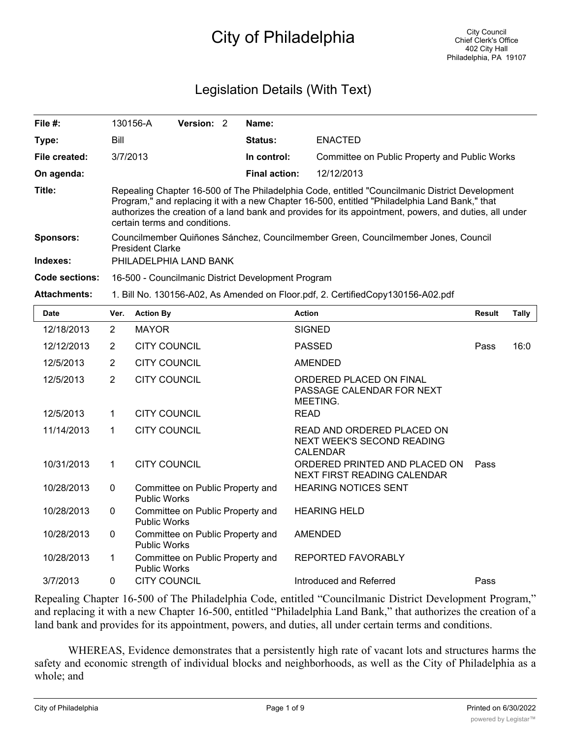# City of Philadelphia

City Council
Chief Clerk's Office
402 City Hall
Philadelphia, PA 19107

## Legislation Details (With Text)

| | | | | | |
|---|---|---|---|---|---|
| **File #:** | 130156-A | **Version:** | 2 | **Name:** | |
| **Type:** | Bill | | | **Status:** | ENACTED |
| **File created:** | 3/7/2013 | | | **In control:** | Committee on Public Property and Public Works |
| **On agenda:** | | | | **Final action:** | 12/12/2013 |

**Title:** Repealing Chapter 16-500 of The Philadelphia Code, entitled "Councilmanic District Development Program," and replacing it with a new Chapter 16-500, entitled "Philadelphia Land Bank," that authorizes the creation of a land bank and provides for its appointment, powers, and duties, all under certain terms and conditions.

**Sponsors:** Councilmember Quiñones Sánchez, Councilmember Green, Councilmember Jones, Council President Clarke

**Indexes:** PHILADELPHIA LAND BANK

**Code sections:** 16-500 - Councilmanic District Development Program

**Attachments:** 1. Bill No. 130156-A02, As Amended on Floor.pdf, 2. CertifiedCopy130156-A02.pdf

| Date | Ver. | Action By | Action | Result | Tally |
|---|---|---|---|---|---|
| 12/18/2013 | 2 | MAYOR | SIGNED | | |
| 12/12/2013 | 2 | CITY COUNCIL | PASSED | Pass | 16:0 |
| 12/5/2013 | 2 | CITY COUNCIL | AMENDED | | |
| 12/5/2013 | 2 | CITY COUNCIL | ORDERED PLACED ON FINAL PASSAGE CALENDAR FOR NEXT MEETING. | | |
| 12/5/2013 | 1 | CITY COUNCIL | READ | | |
| 11/14/2013 | 1 | CITY COUNCIL | READ AND ORDERED PLACED ON NEXT WEEK'S SECOND READING CALENDAR | | |
| 10/31/2013 | 1 | CITY COUNCIL | ORDERED PRINTED AND PLACED ON NEXT FIRST READING CALENDAR | Pass | |
| 10/28/2013 | 0 | Committee on Public Property and Public Works | HEARING NOTICES SENT | | |
| 10/28/2013 | 0 | Committee on Public Property and Public Works | HEARING HELD | | |
| 10/28/2013 | 0 | Committee on Public Property and Public Works | AMENDED | | |
| 10/28/2013 | 1 | Committee on Public Property and Public Works | REPORTED FAVORABLY | | |
| 3/7/2013 | 0 | CITY COUNCIL | Introduced and Referred | Pass | |

Repealing Chapter 16-500 of The Philadelphia Code, entitled "Councilmanic District Development Program," and replacing it with a new Chapter 16-500, entitled "Philadelphia Land Bank," that authorizes the creation of a land bank and provides for its appointment, powers, and duties, all under certain terms and conditions.

WHEREAS, Evidence demonstrates that a persistently high rate of vacant lots and structures harms the safety and economic strength of individual blocks and neighborhoods, as well as the City of Philadelphia as a whole; and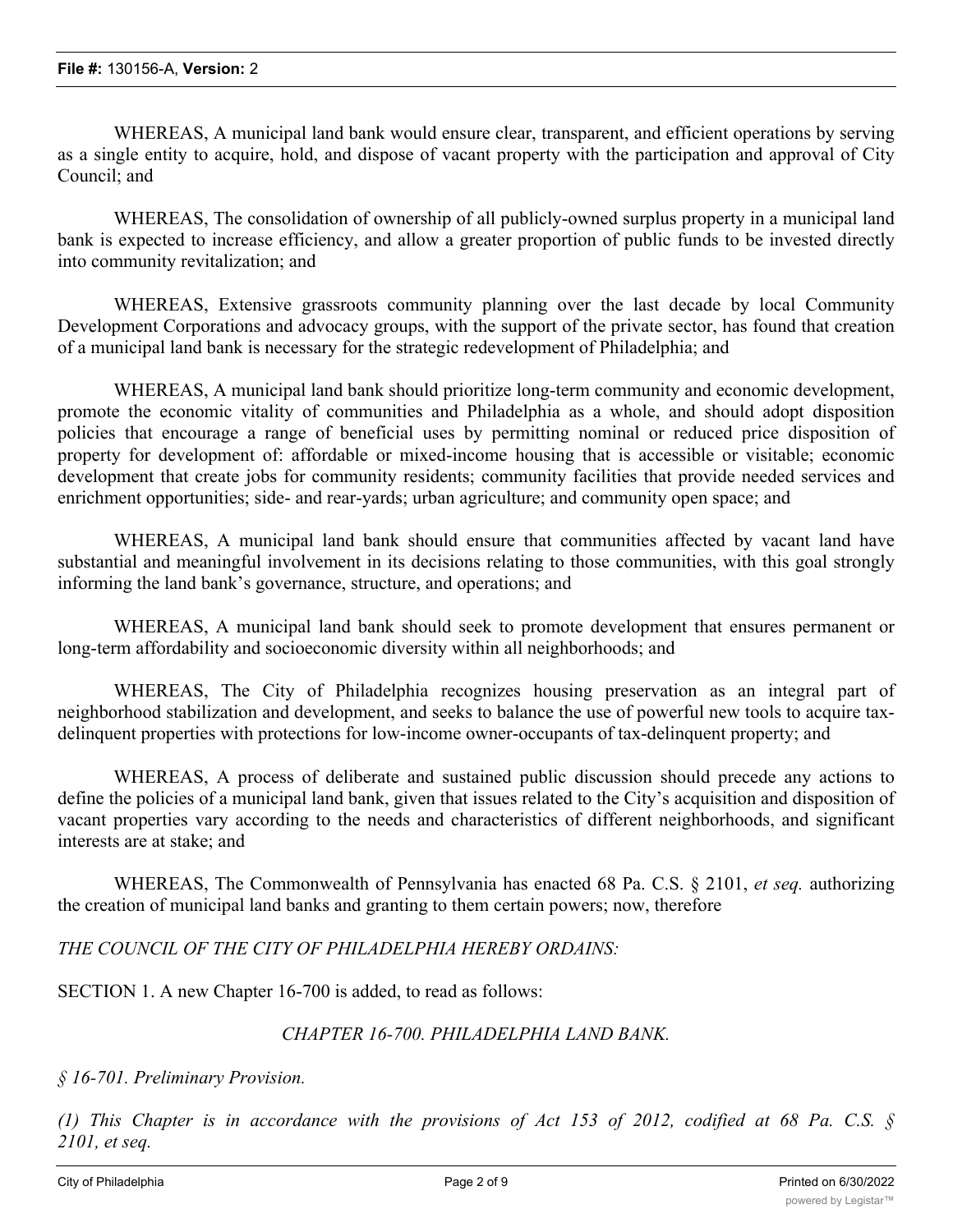WHEREAS, A municipal land bank would ensure clear, transparent, and efficient operations by serving as a single entity to acquire, hold, and dispose of vacant property with the participation and approval of City Council; and

WHEREAS, The consolidation of ownership of all publicly-owned surplus property in a municipal land bank is expected to increase efficiency, and allow a greater proportion of public funds to be invested directly into community revitalization; and

WHEREAS, Extensive grassroots community planning over the last decade by local Community Development Corporations and advocacy groups, with the support of the private sector, has found that creation of a municipal land bank is necessary for the strategic redevelopment of Philadelphia; and

WHEREAS, A municipal land bank should prioritize long-term community and economic development, promote the economic vitality of communities and Philadelphia as a whole, and should adopt disposition policies that encourage a range of beneficial uses by permitting nominal or reduced price disposition of property for development of: affordable or mixed-income housing that is accessible or visitable; economic development that create jobs for community residents; community facilities that provide needed services and enrichment opportunities; side- and rear-yards; urban agriculture; and community open space; and

WHEREAS, A municipal land bank should ensure that communities affected by vacant land have substantial and meaningful involvement in its decisions relating to those communities, with this goal strongly informing the land bank's governance, structure, and operations; and

WHEREAS, A municipal land bank should seek to promote development that ensures permanent or long-term affordability and socioeconomic diversity within all neighborhoods; and

WHEREAS, The City of Philadelphia recognizes housing preservation as an integral part of neighborhood stabilization and development, and seeks to balance the use of powerful new tools to acquire tax-delinquent properties with protections for low-income owner-occupants of tax-delinquent property; and

WHEREAS, A process of deliberate and sustained public discussion should precede any actions to define the policies of a municipal land bank, given that issues related to the City's acquisition and disposition of vacant properties vary according to the needs and characteristics of different neighborhoods, and significant interests are at stake; and

WHEREAS, The Commonwealth of Pennsylvania has enacted 68 Pa. C.S. § 2101, *et seq.* authorizing the creation of municipal land banks and granting to them certain powers; now, therefore

*THE COUNCIL OF THE CITY OF PHILADELPHIA HEREBY ORDAINS:*

SECTION 1. A new Chapter 16-700 is added, to read as follows:

*CHAPTER 16-700. PHILADELPHIA LAND BANK.*

*§ 16-701. Preliminary Provision.*

*(1) This Chapter is in accordance with the provisions of Act 153 of 2012, codified at 68 Pa. C.S. § 2101, et seq.*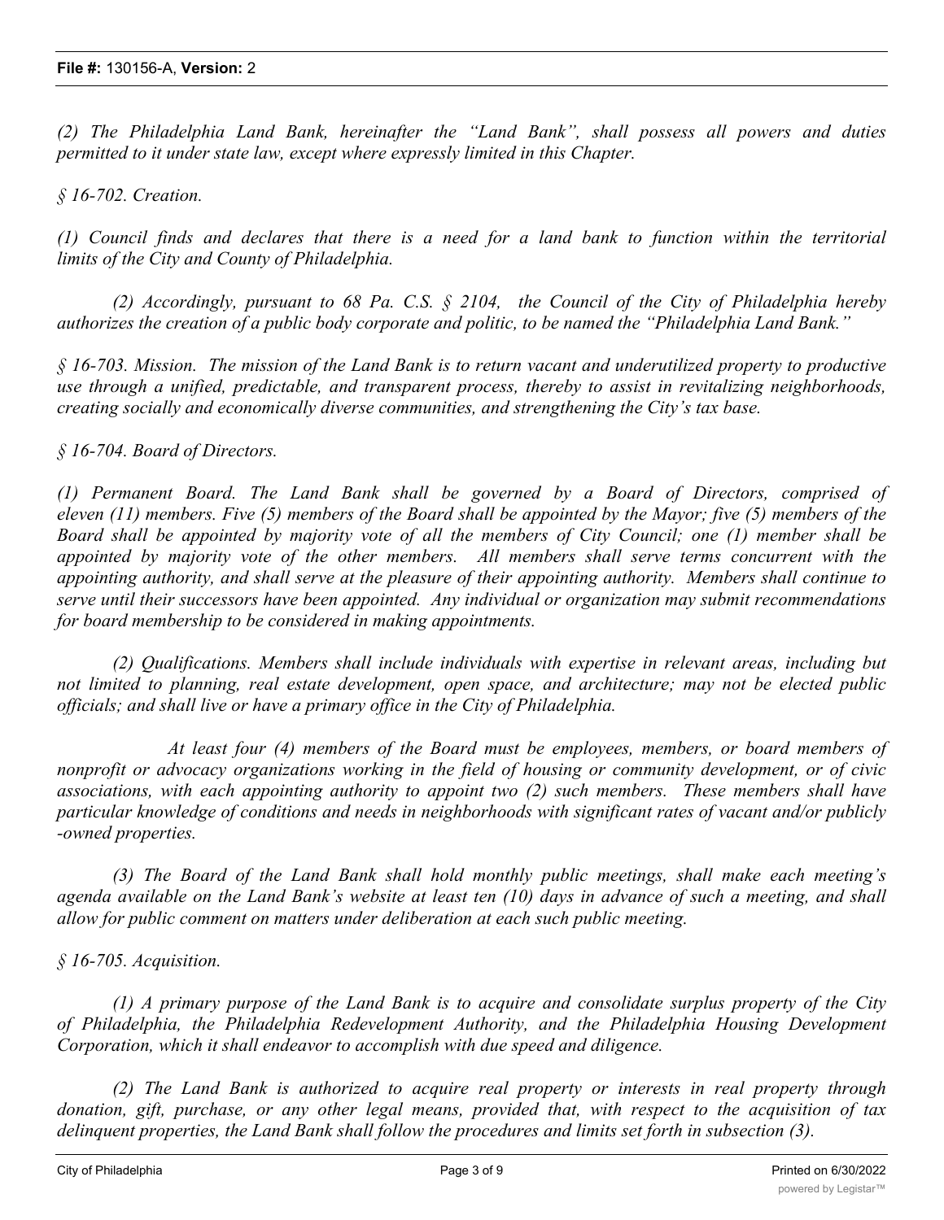*(2) The Philadelphia Land Bank, hereinafter the "Land Bank", shall possess all powers and duties permitted to it under state law, except where expressly limited in this Chapter.*

*§ 16-702. Creation.*

*(1) Council finds and declares that there is a need for a land bank to function within the territorial limits of the City and County of Philadelphia.*

*(2) Accordingly, pursuant to 68 Pa. C.S. § 2104, the Council of the City of Philadelphia hereby authorizes the creation of a public body corporate and politic, to be named the "Philadelphia Land Bank."*

*§ 16-703. Mission. The mission of the Land Bank is to return vacant and underutilized property to productive use through a unified, predictable, and transparent process, thereby to assist in revitalizing neighborhoods, creating socially and economically diverse communities, and strengthening the City's tax base.*

*§ 16-704. Board of Directors.*

*(1) Permanent Board. The Land Bank shall be governed by a Board of Directors, comprised of eleven (11) members. Five (5) members of the Board shall be appointed by the Mayor; five (5) members of the Board shall be appointed by majority vote of all the members of City Council; one (1) member shall be appointed by majority vote of the other members. All members shall serve terms concurrent with the appointing authority, and shall serve at the pleasure of their appointing authority. Members shall continue to serve until their successors have been appointed. Any individual or organization may submit recommendations for board membership to be considered in making appointments.*

*(2) Qualifications. Members shall include individuals with expertise in relevant areas, including but not limited to planning, real estate development, open space, and architecture; may not be elected public officials; and shall live or have a primary office in the City of Philadelphia.*

*At least four (4) members of the Board must be employees, members, or board members of nonprofit or advocacy organizations working in the field of housing or community development, or of civic associations, with each appointing authority to appoint two (2) such members. These members shall have particular knowledge of conditions and needs in neighborhoods with significant rates of vacant and/or publicly -owned properties.*

*(3) The Board of the Land Bank shall hold monthly public meetings, shall make each meeting's agenda available on the Land Bank's website at least ten (10) days in advance of such a meeting, and shall allow for public comment on matters under deliberation at each such public meeting.*

*§ 16-705. Acquisition.*

*(1) A primary purpose of the Land Bank is to acquire and consolidate surplus property of the City of Philadelphia, the Philadelphia Redevelopment Authority, and the Philadelphia Housing Development Corporation, which it shall endeavor to accomplish with due speed and diligence.*

*(2) The Land Bank is authorized to acquire real property or interests in real property through donation, gift, purchase, or any other legal means, provided that, with respect to the acquisition of tax delinquent properties, the Land Bank shall follow the procedures and limits set forth in subsection (3).*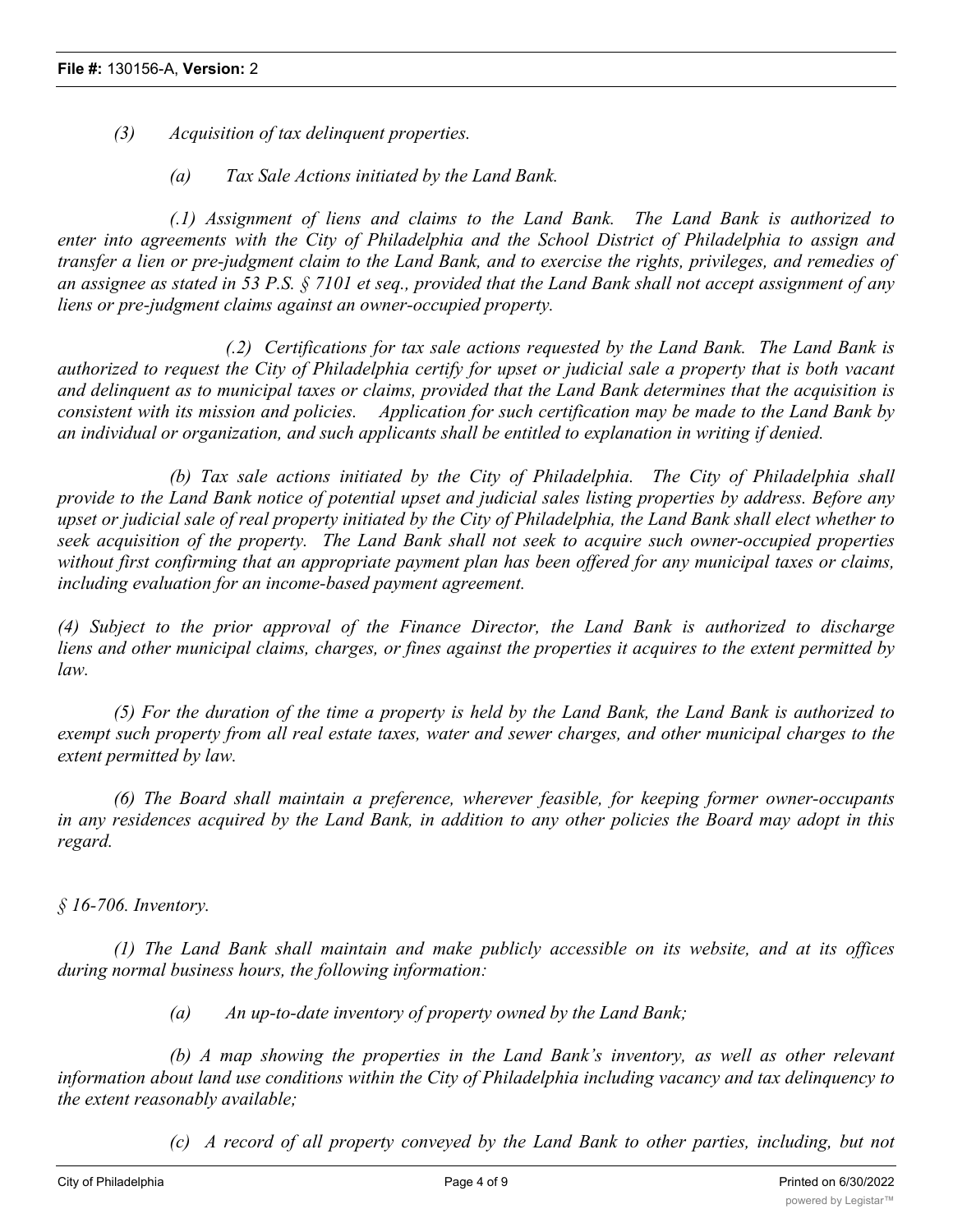*(3) Acquisition of tax delinquent properties.*

*(a) Tax Sale Actions initiated by the Land Bank.*

*(.1) Assignment of liens and claims to the Land Bank. The Land Bank is authorized to enter into agreements with the City of Philadelphia and the School District of Philadelphia to assign and transfer a lien or pre-judgment claim to the Land Bank, and to exercise the rights, privileges, and remedies of an assignee as stated in 53 P.S. § 7101 et seq., provided that the Land Bank shall not accept assignment of any liens or pre-judgment claims against an owner-occupied property.*

*(.2) Certifications for tax sale actions requested by the Land Bank. The Land Bank is authorized to request the City of Philadelphia certify for upset or judicial sale a property that is both vacant and delinquent as to municipal taxes or claims, provided that the Land Bank determines that the acquisition is consistent with its mission and policies. Application for such certification may be made to the Land Bank by an individual or organization, and such applicants shall be entitled to explanation in writing if denied.*

*(b) Tax sale actions initiated by the City of Philadelphia. The City of Philadelphia shall provide to the Land Bank notice of potential upset and judicial sales listing properties by address. Before any upset or judicial sale of real property initiated by the City of Philadelphia, the Land Bank shall elect whether to seek acquisition of the property. The Land Bank shall not seek to acquire such owner-occupied properties without first confirming that an appropriate payment plan has been offered for any municipal taxes or claims, including evaluation for an income-based payment agreement.*

*(4) Subject to the prior approval of the Finance Director, the Land Bank is authorized to discharge liens and other municipal claims, charges, or fines against the properties it acquires to the extent permitted by law.*

*(5) For the duration of the time a property is held by the Land Bank, the Land Bank is authorized to exempt such property from all real estate taxes, water and sewer charges, and other municipal charges to the extent permitted by law.*

*(6) The Board shall maintain a preference, wherever feasible, for keeping former owner-occupants in any residences acquired by the Land Bank, in addition to any other policies the Board may adopt in this regard.*

*§ 16-706. Inventory.*

*(1) The Land Bank shall maintain and make publicly accessible on its website, and at its offices during normal business hours, the following information:*

*(a) An up-to-date inventory of property owned by the Land Bank;*

*(b) A map showing the properties in the Land Bank's inventory, as well as other relevant information about land use conditions within the City of Philadelphia including vacancy and tax delinquency to the extent reasonably available;*

*(c) A record of all property conveyed by the Land Bank to other parties, including, but not*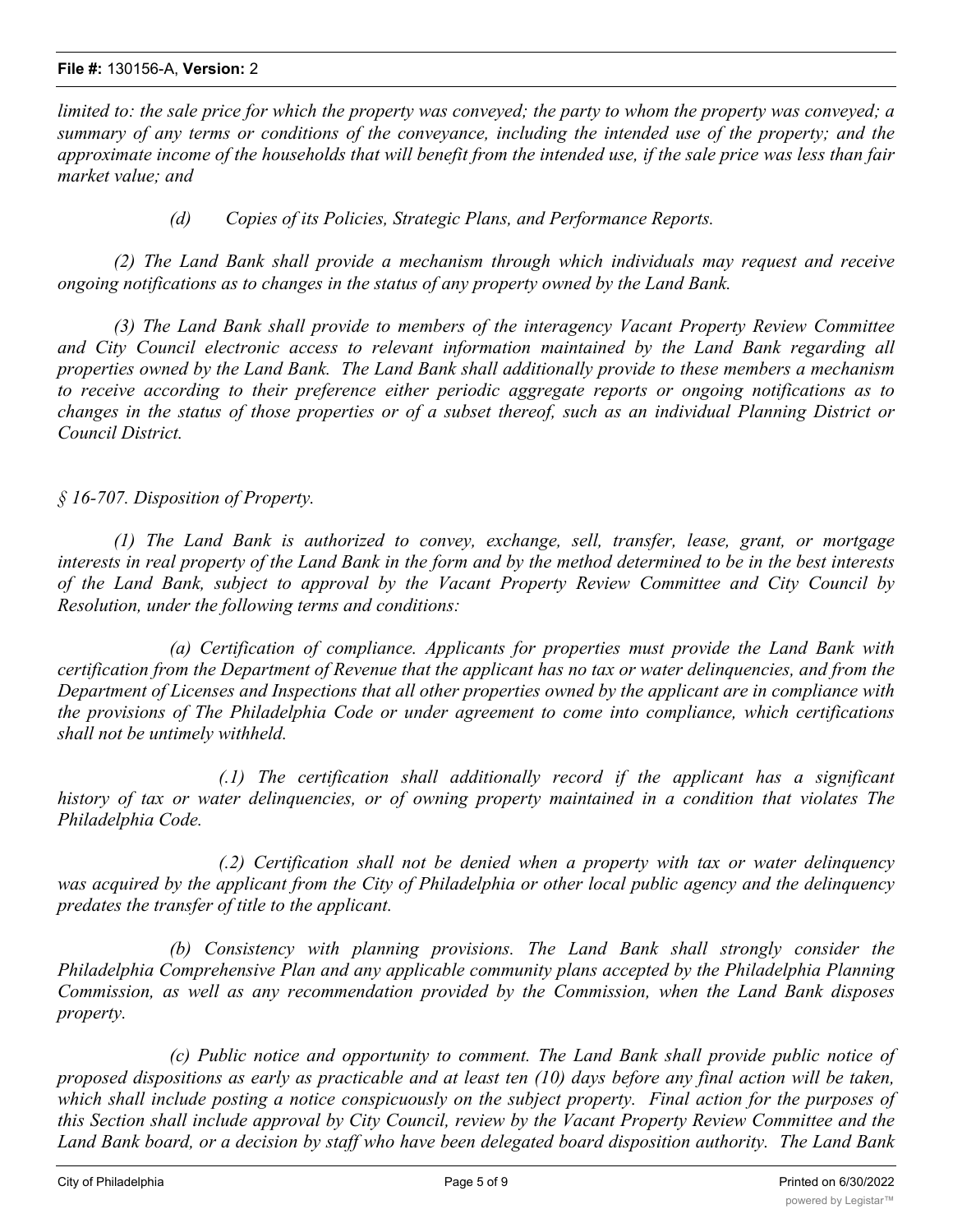*limited to: the sale price for which the property was conveyed; the party to whom the property was conveyed; a summary of any terms or conditions of the conveyance, including the intended use of the property; and the approximate income of the households that will benefit from the intended use, if the sale price was less than fair market value; and*

*(d) Copies of its Policies, Strategic Plans, and Performance Reports.*

*(2) The Land Bank shall provide a mechanism through which individuals may request and receive ongoing notifications as to changes in the status of any property owned by the Land Bank.*

*(3) The Land Bank shall provide to members of the interagency Vacant Property Review Committee and City Council electronic access to relevant information maintained by the Land Bank regarding all properties owned by the Land Bank. The Land Bank shall additionally provide to these members a mechanism to receive according to their preference either periodic aggregate reports or ongoing notifications as to changes in the status of those properties or of a subset thereof, such as an individual Planning District or Council District.*

*§ 16-707. Disposition of Property.*

*(1) The Land Bank is authorized to convey, exchange, sell, transfer, lease, grant, or mortgage interests in real property of the Land Bank in the form and by the method determined to be in the best interests of the Land Bank, subject to approval by the Vacant Property Review Committee and City Council by Resolution, under the following terms and conditions:*

*(a) Certification of compliance. Applicants for properties must provide the Land Bank with certification from the Department of Revenue that the applicant has no tax or water delinquencies, and from the Department of Licenses and Inspections that all other properties owned by the applicant are in compliance with the provisions of The Philadelphia Code or under agreement to come into compliance, which certifications shall not be untimely withheld.*

*(.1) The certification shall additionally record if the applicant has a significant history of tax or water delinquencies, or of owning property maintained in a condition that violates The Philadelphia Code.*

*(.2) Certification shall not be denied when a property with tax or water delinquency was acquired by the applicant from the City of Philadelphia or other local public agency and the delinquency predates the transfer of title to the applicant.*

*(b) Consistency with planning provisions. The Land Bank shall strongly consider the Philadelphia Comprehensive Plan and any applicable community plans accepted by the Philadelphia Planning Commission, as well as any recommendation provided by the Commission, when the Land Bank disposes property.*

*(c) Public notice and opportunity to comment. The Land Bank shall provide public notice of proposed dispositions as early as practicable and at least ten (10) days before any final action will be taken, which shall include posting a notice conspicuously on the subject property. Final action for the purposes of this Section shall include approval by City Council, review by the Vacant Property Review Committee and the Land Bank board, or a decision by staff who have been delegated board disposition authority. The Land Bank*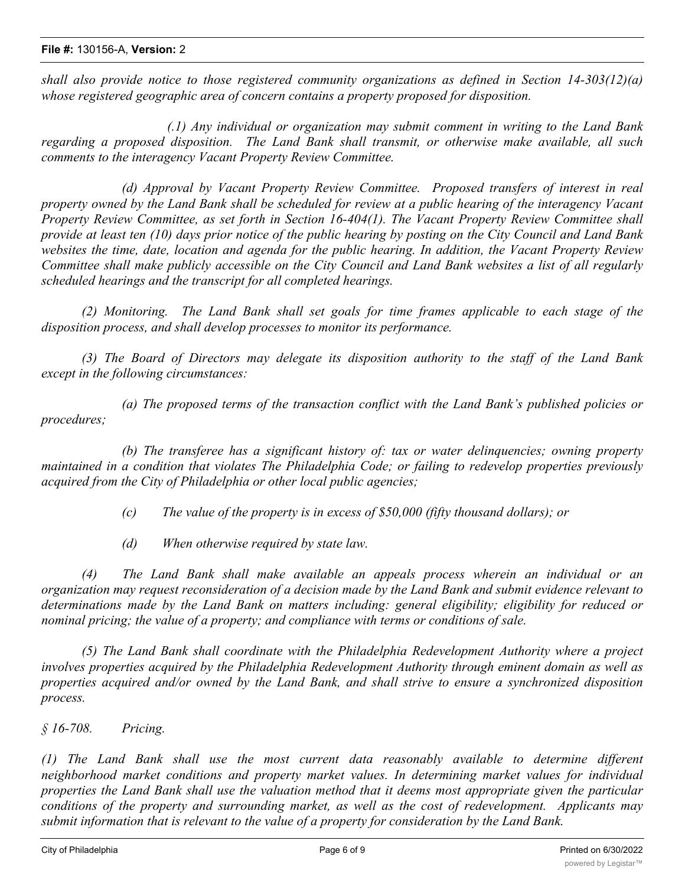*shall also provide notice to those registered community organizations as defined in Section 14-303(12)(a) whose registered geographic area of concern contains a property proposed for disposition.*

*(.1) Any individual or organization may submit comment in writing to the Land Bank regarding a proposed disposition. The Land Bank shall transmit, or otherwise make available, all such comments to the interagency Vacant Property Review Committee.*

*(d) Approval by Vacant Property Review Committee. Proposed transfers of interest in real property owned by the Land Bank shall be scheduled for review at a public hearing of the interagency Vacant Property Review Committee, as set forth in Section 16-404(1). The Vacant Property Review Committee shall provide at least ten (10) days prior notice of the public hearing by posting on the City Council and Land Bank websites the time, date, location and agenda for the public hearing. In addition, the Vacant Property Review Committee shall make publicly accessible on the City Council and Land Bank websites a list of all regularly scheduled hearings and the transcript for all completed hearings.*

*(2) Monitoring. The Land Bank shall set goals for time frames applicable to each stage of the disposition process, and shall develop processes to monitor its performance.*

*(3) The Board of Directors may delegate its disposition authority to the staff of the Land Bank except in the following circumstances:*

*(a) The proposed terms of the transaction conflict with the Land Bank's published policies or procedures;*

*(b) The transferee has a significant history of: tax or water delinquencies; owning property maintained in a condition that violates The Philadelphia Code; or failing to redevelop properties previously acquired from the City of Philadelphia or other local public agencies;*

*(c) The value of the property is in excess of $50,000 (fifty thousand dollars); or*

*(d) When otherwise required by state law.*

*(4) The Land Bank shall make available an appeals process wherein an individual or an organization may request reconsideration of a decision made by the Land Bank and submit evidence relevant to determinations made by the Land Bank on matters including: general eligibility; eligibility for reduced or nominal pricing; the value of a property; and compliance with terms or conditions of sale.*

*(5) The Land Bank shall coordinate with the Philadelphia Redevelopment Authority where a project involves properties acquired by the Philadelphia Redevelopment Authority through eminent domain as well as properties acquired and/or owned by the Land Bank, and shall strive to ensure a synchronized disposition process.*

*§ 16-708. Pricing.*

*(1) The Land Bank shall use the most current data reasonably available to determine different neighborhood market conditions and property market values. In determining market values for individual properties the Land Bank shall use the valuation method that it deems most appropriate given the particular conditions of the property and surrounding market, as well as the cost of redevelopment. Applicants may submit information that is relevant to the value of a property for consideration by the Land Bank.*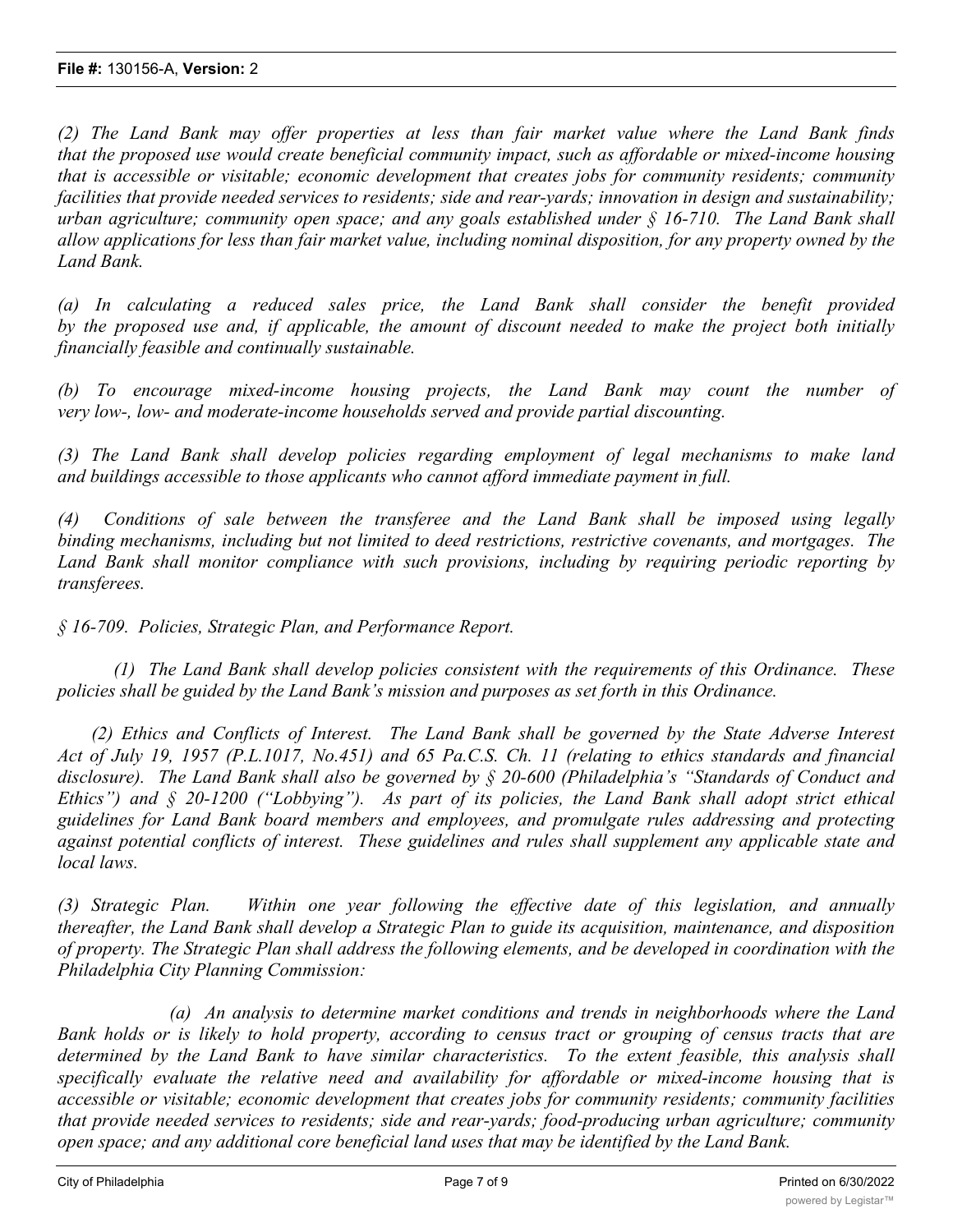*(2) The Land Bank may offer properties at less than fair market value where the Land Bank finds that the proposed use would create beneficial community impact, such as affordable or mixed-income housing that is accessible or visitable; economic development that creates jobs for community residents; community facilities that provide needed services to residents; side and rear-yards; innovation in design and sustainability; urban agriculture; community open space; and any goals established under § 16-710. The Land Bank shall allow applications for less than fair market value, including nominal disposition, for any property owned by the Land Bank.*

*(a) In calculating a reduced sales price, the Land Bank shall consider the benefit provided by the proposed use and, if applicable, the amount of discount needed to make the project both initially financially feasible and continually sustainable.*

*(b) To encourage mixed-income housing projects, the Land Bank may count the number of very low-, low- and moderate-income households served and provide partial discounting.*

*(3) The Land Bank shall develop policies regarding employment of legal mechanisms to make land and buildings accessible to those applicants who cannot afford immediate payment in full.*

*(4) Conditions of sale between the transferee and the Land Bank shall be imposed using legally binding mechanisms, including but not limited to deed restrictions, restrictive covenants, and mortgages. The Land Bank shall monitor compliance with such provisions, including by requiring periodic reporting by transferees.*

*§ 16-709. Policies, Strategic Plan, and Performance Report.*

*(1) The Land Bank shall develop policies consistent with the requirements of this Ordinance. These policies shall be guided by the Land Bank's mission and purposes as set forth in this Ordinance.*

*(2) Ethics and Conflicts of Interest. The Land Bank shall be governed by the State Adverse Interest Act of July 19, 1957 (P.L.1017, No.451) and 65 Pa.C.S. Ch. 11 (relating to ethics standards and financial disclosure). The Land Bank shall also be governed by § 20-600 (Philadelphia's "Standards of Conduct and Ethics") and § 20-1200 ("Lobbying"). As part of its policies, the Land Bank shall adopt strict ethical guidelines for Land Bank board members and employees, and promulgate rules addressing and protecting against potential conflicts of interest. These guidelines and rules shall supplement any applicable state and local laws.*

*(3) Strategic Plan. Within one year following the effective date of this legislation, and annually thereafter, the Land Bank shall develop a Strategic Plan to guide its acquisition, maintenance, and disposition of property. The Strategic Plan shall address the following elements, and be developed in coordination with the Philadelphia City Planning Commission:*

*(a) An analysis to determine market conditions and trends in neighborhoods where the Land Bank holds or is likely to hold property, according to census tract or grouping of census tracts that are determined by the Land Bank to have similar characteristics. To the extent feasible, this analysis shall specifically evaluate the relative need and availability for affordable or mixed-income housing that is accessible or visitable; economic development that creates jobs for community residents; community facilities that provide needed services to residents; side and rear-yards; food-producing urban agriculture; community open space; and any additional core beneficial land uses that may be identified by the Land Bank.*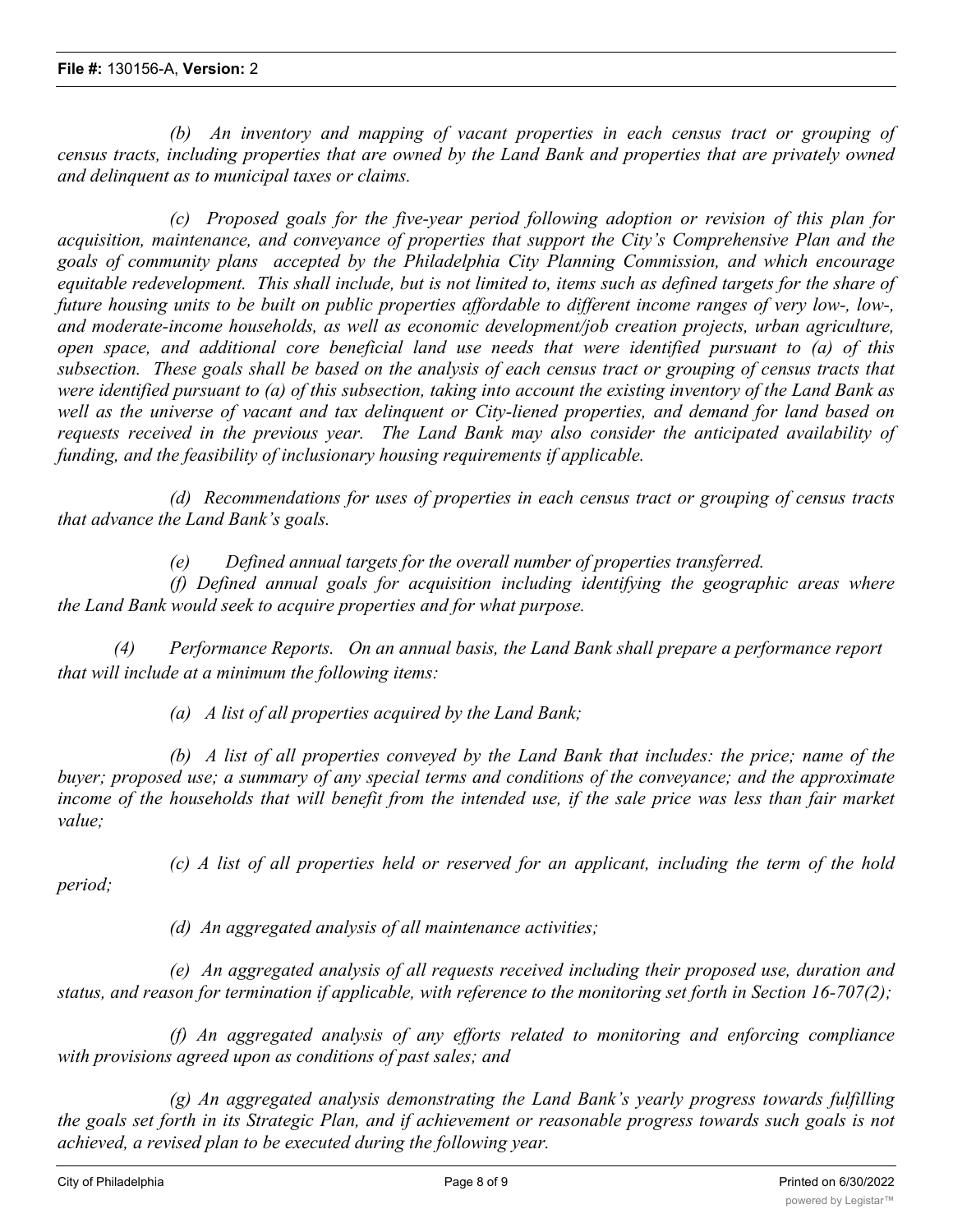*(b) An inventory and mapping of vacant properties in each census tract or grouping of census tracts, including properties that are owned by the Land Bank and properties that are privately owned and delinquent as to municipal taxes or claims.*

*(c) Proposed goals for the five-year period following adoption or revision of this plan for acquisition, maintenance, and conveyance of properties that support the City's Comprehensive Plan and the goals of community plans accepted by the Philadelphia City Planning Commission, and which encourage equitable redevelopment. This shall include, but is not limited to, items such as defined targets for the share of future housing units to be built on public properties affordable to different income ranges of very low-, low-, and moderate-income households, as well as economic development/job creation projects, urban agriculture, open space, and additional core beneficial land use needs that were identified pursuant to (a) of this subsection. These goals shall be based on the analysis of each census tract or grouping of census tracts that were identified pursuant to (a) of this subsection, taking into account the existing inventory of the Land Bank as well as the universe of vacant and tax delinquent or City-liened properties, and demand for land based on requests received in the previous year. The Land Bank may also consider the anticipated availability of funding, and the feasibility of inclusionary housing requirements if applicable.*

*(d) Recommendations for uses of properties in each census tract or grouping of census tracts that advance the Land Bank's goals.*

*(e) Defined annual targets for the overall number of properties transferred.*

*(f) Defined annual goals for acquisition including identifying the geographic areas where the Land Bank would seek to acquire properties and for what purpose.*

*(4) Performance Reports. On an annual basis, the Land Bank shall prepare a performance report that will include at a minimum the following items:*

*(a) A list of all properties acquired by the Land Bank;*

*(b) A list of all properties conveyed by the Land Bank that includes: the price; name of the buyer; proposed use; a summary of any special terms and conditions of the conveyance; and the approximate income of the households that will benefit from the intended use, if the sale price was less than fair market value;*

*(c) A list of all properties held or reserved for an applicant, including the term of the hold period;*

*(d) An aggregated analysis of all maintenance activities;*

*(e) An aggregated analysis of all requests received including their proposed use, duration and status, and reason for termination if applicable, with reference to the monitoring set forth in Section 16-707(2);*

*(f) An aggregated analysis of any efforts related to monitoring and enforcing compliance with provisions agreed upon as conditions of past sales; and*

*(g) An aggregated analysis demonstrating the Land Bank's yearly progress towards fulfilling the goals set forth in its Strategic Plan, and if achievement or reasonable progress towards such goals is not achieved, a revised plan to be executed during the following year.*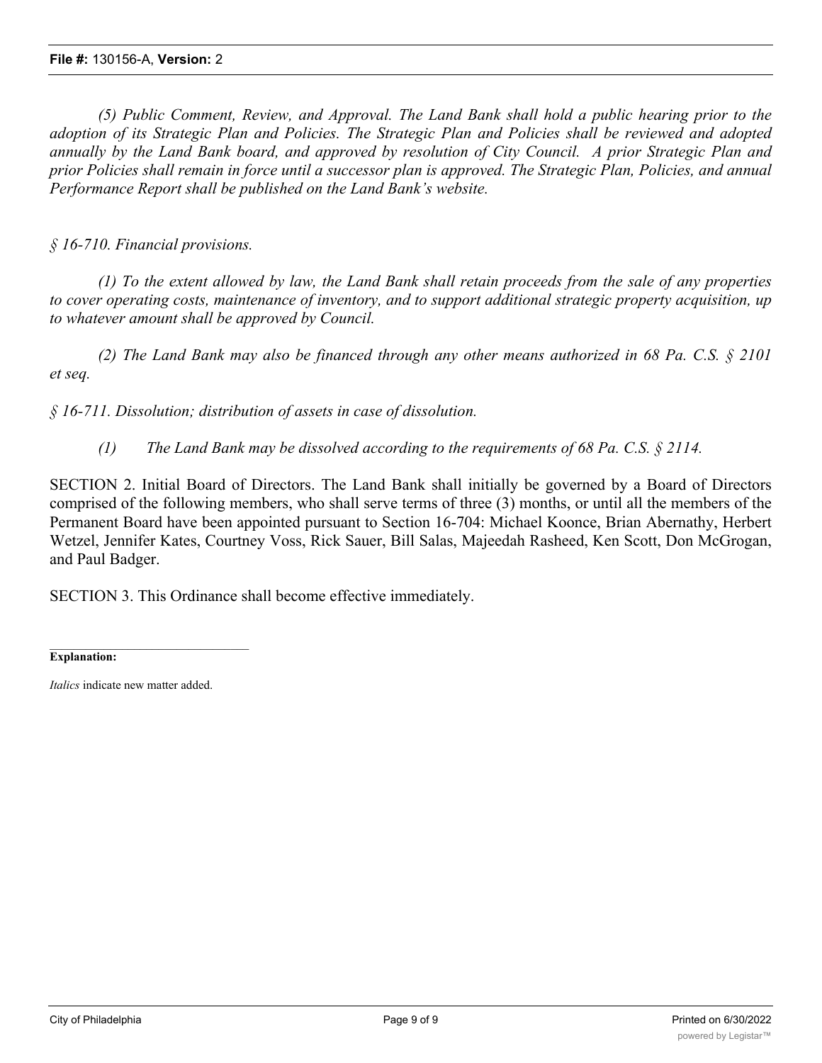*(5) Public Comment, Review, and Approval. The Land Bank shall hold a public hearing prior to the adoption of its Strategic Plan and Policies. The Strategic Plan and Policies shall be reviewed and adopted annually by the Land Bank board, and approved by resolution of City Council. A prior Strategic Plan and prior Policies shall remain in force until a successor plan is approved. The Strategic Plan, Policies, and annual Performance Report shall be published on the Land Bank's website.*

*§ 16-710. Financial provisions.*

*(1) To the extent allowed by law, the Land Bank shall retain proceeds from the sale of any properties to cover operating costs, maintenance of inventory, and to support additional strategic property acquisition, up to whatever amount shall be approved by Council.*

*(2) The Land Bank may also be financed through any other means authorized in 68 Pa. C.S. § 2101 et seq.*

*§ 16-711. Dissolution; distribution of assets in case of dissolution.*

*(1) The Land Bank may be dissolved according to the requirements of 68 Pa. C.S. § 2114.*

SECTION 2. Initial Board of Directors. The Land Bank shall initially be governed by a Board of Directors comprised of the following members, who shall serve terms of three (3) months, or until all the members of the Permanent Board have been appointed pursuant to Section 16-704: Michael Koonce, Brian Abernathy, Herbert Wetzel, Jennifer Kates, Courtney Voss, Rick Sauer, Bill Salas, Majeedah Rasheed, Ken Scott, Don McGrogan, and Paul Badger.

SECTION 3. This Ordinance shall become effective immediately.

---

**Explanation:**

*Italics* indicate new matter added.